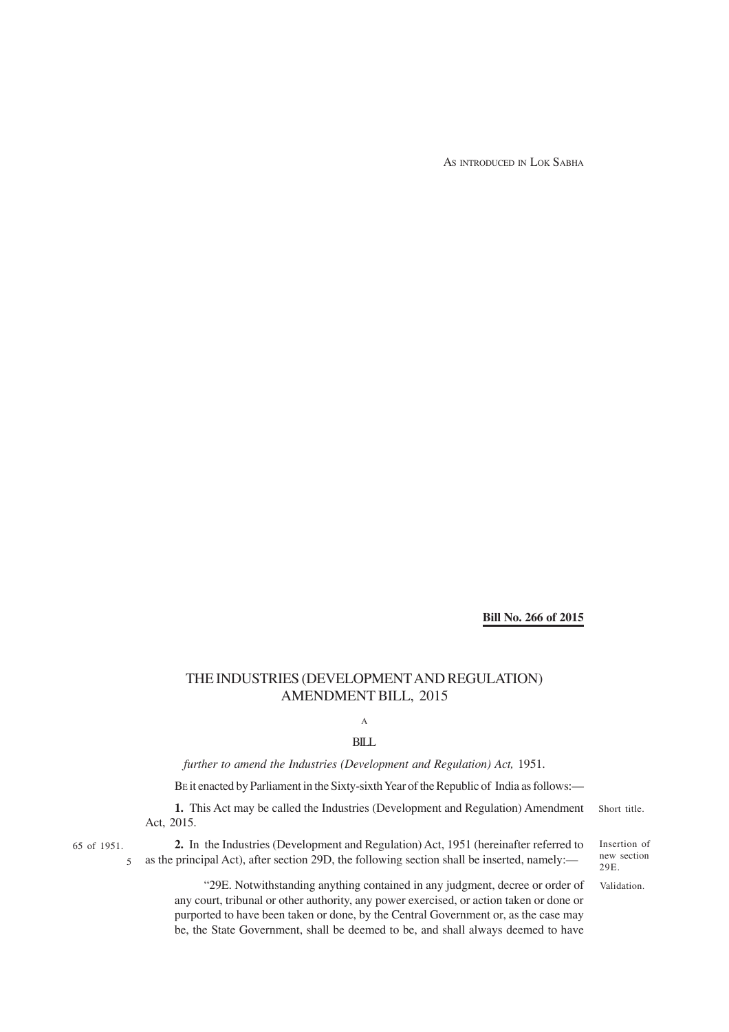AS INTRODUCED IN LOK SABHA

**Bill No. 266 of 2015**

# THE INDUSTRIES (DEVELOPMENT AND REGULATION) AMENDMENT BILL, 2015

A

BILL

*further to amend the Industries (Development and Regulation) Act,* 1951.

BE it enacted by Parliament in the Sixty-sixth Year of the Republic of India as follows:—

Short title.

**1.** This Act may be called the Industries (Development and Regulation) Amendment Act, 2015.

Insertion of new section 29E.

65 of 1951.

**2.** In the Industries (Development and Regulation) Act, 1951 (hereinafter referred to as the principal Act), after section 29D, the following section shall be inserted, namely:—

Validation.

"29E. Notwithstanding anything contained in any judgment, decree or order of any court, tribunal or other authority, any power exercised, or action taken or done or purported to have been taken or done, by the Central Government or, as the case may be, the State Government, shall be deemed to be, and shall always deemed to have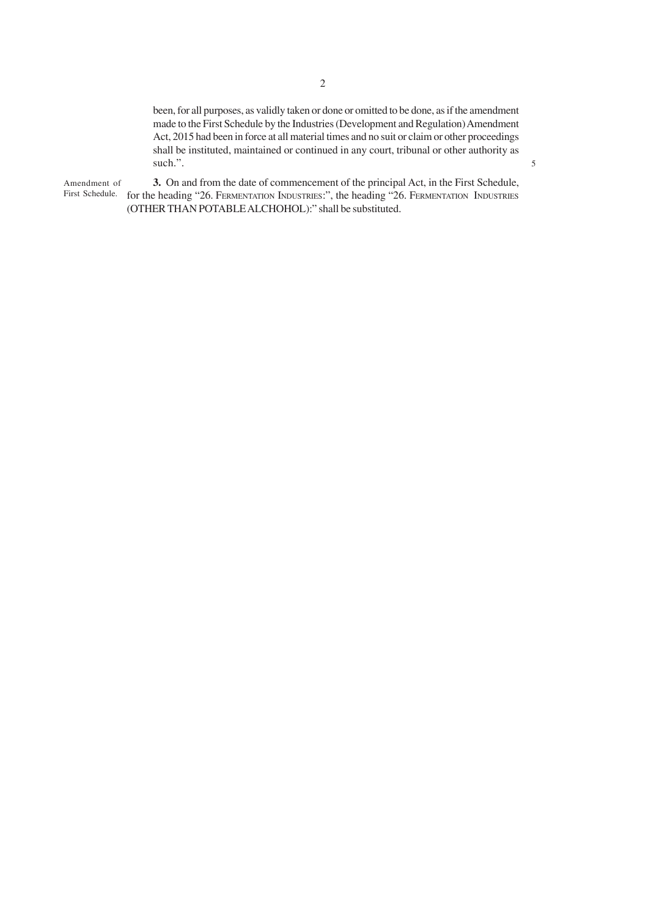been, for all purposes, as validly taken or done or omitted to be done, as if the amendment made to the First Schedule by the Industries (Development and Regulation) Amendment Act, 2015 had been in force at all material times and no suit or claim or other proceedings shall be instituted, maintained or continued in any court, tribunal or other authority as such.".

Amendment of First Schedule.

**3.** On and from the date of commencement of the principal Act, in the First Schedule, for the heading "26. FERMENTATION INDUSTRIES:", the heading "26. FERMENTATION INDUSTRIES (OTHER THAN POTABLE ALCHOHOL):" shall be substituted.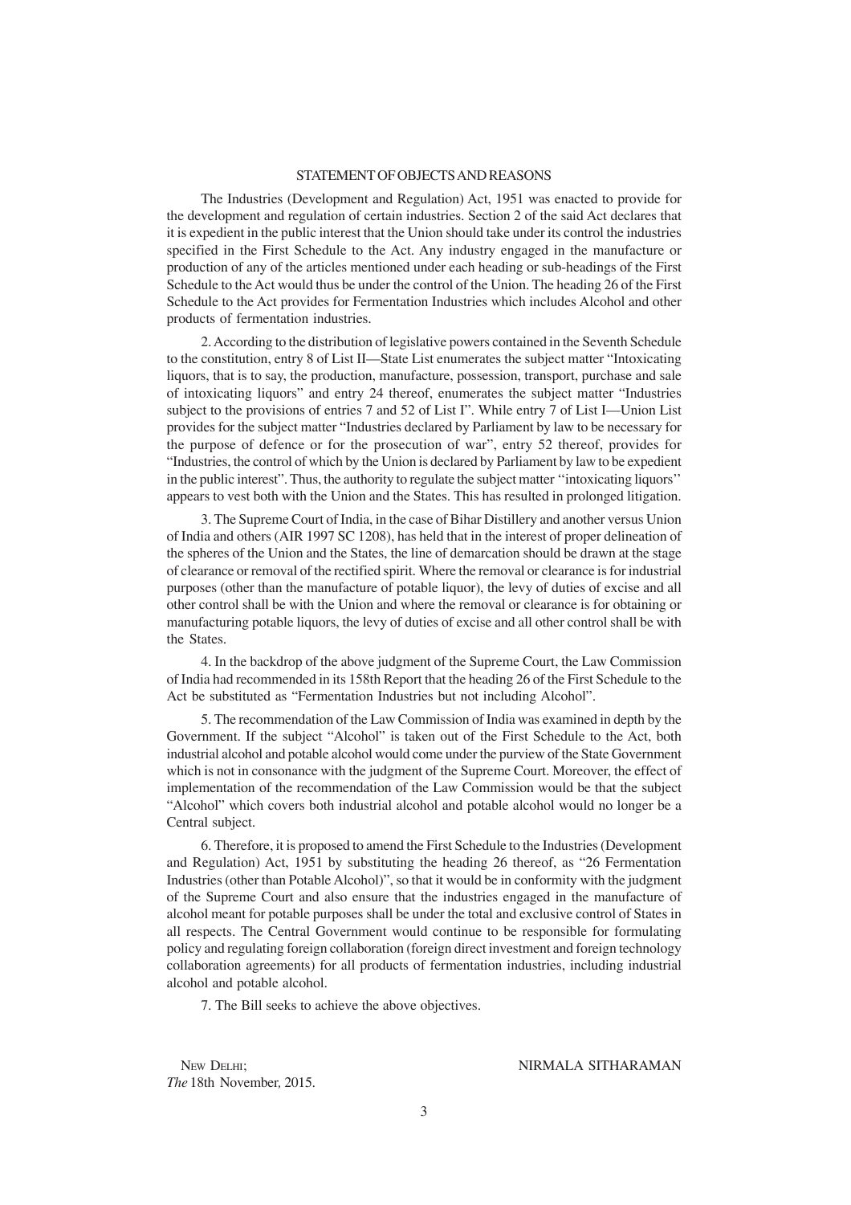## STATEMENT OF OBJECTS AND REASONS

The Industries (Development and Regulation) Act, 1951 was enacted to provide for the development and regulation of certain industries. Section 2 of the said Act declares that it is expedient in the public interest that the Union should take under its control the industries specified in the First Schedule to the Act. Any industry engaged in the manufacture or production of any of the articles mentioned under each heading or sub-headings of the First Schedule to the Act would thus be under the control of the Union. The heading 26 of the First Schedule to the Act provides for Fermentation Industries which includes Alcohol and other products of fermentation industries.

2. According to the distribution of legislative powers contained in the Seventh Schedule to the constitution, entry 8 of List II—State List enumerates the subject matter "Intoxicating liquors, that is to say, the production, manufacture, possession, transport, purchase and sale of intoxicating liquors" and entry 24 thereof, enumerates the subject matter "Industries subject to the provisions of entries 7 and 52 of List I". While entry 7 of List I—Union List provides for the subject matter "Industries declared by Parliament by law to be necessary for the purpose of defence or for the prosecution of war", entry 52 thereof, provides for "Industries, the control of which by the Union is declared by Parliament by law to be expedient in the public interest". Thus, the authority to regulate the subject matter ''intoxicating liquors'' appears to vest both with the Union and the States. This has resulted in prolonged litigation.

3. The Supreme Court of India, in the case of Bihar Distillery and another versus Union of India and others (AIR 1997 SC 1208), has held that in the interest of proper delineation of the spheres of the Union and the States, the line of demarcation should be drawn at the stage of clearance or removal of the rectified spirit. Where the removal or clearance is for industrial purposes (other than the manufacture of potable liquor), the levy of duties of excise and all other control shall be with the Union and where the removal or clearance is for obtaining or manufacturing potable liquors, the levy of duties of excise and all other control shall be with the States.

4. In the backdrop of the above judgment of the Supreme Court, the Law Commission of India had recommended in its 158th Report that the heading 26 of the First Schedule to the Act be substituted as "Fermentation Industries but not including Alcohol".

5. The recommendation of the Law Commission of India was examined in depth by the Government. If the subject "Alcohol" is taken out of the First Schedule to the Act, both industrial alcohol and potable alcohol would come under the purview of the State Government which is not in consonance with the judgment of the Supreme Court. Moreover, the effect of implementation of the recommendation of the Law Commission would be that the subject "Alcohol" which covers both industrial alcohol and potable alcohol would no longer be a Central subject.

6. Therefore, it is proposed to amend the First Schedule to the Industries (Development and Regulation) Act, 1951 by substituting the heading 26 thereof, as "26 Fermentation Industries (other than Potable Alcohol)", so that it would be in conformity with the judgment of the Supreme Court and also ensure that the industries engaged in the manufacture of alcohol meant for potable purposes shall be under the total and exclusive control of States in all respects. The Central Government would continue to be responsible for formulating policy and regulating foreign collaboration (foreign direct investment and foreign technology collaboration agreements) for all products of fermentation industries, including industrial alcohol and potable alcohol.

7. The Bill seeks to achieve the above objectives.

NEW DELHI;
*The* 18th November, 2015.

NIRMALA SITHARAMAN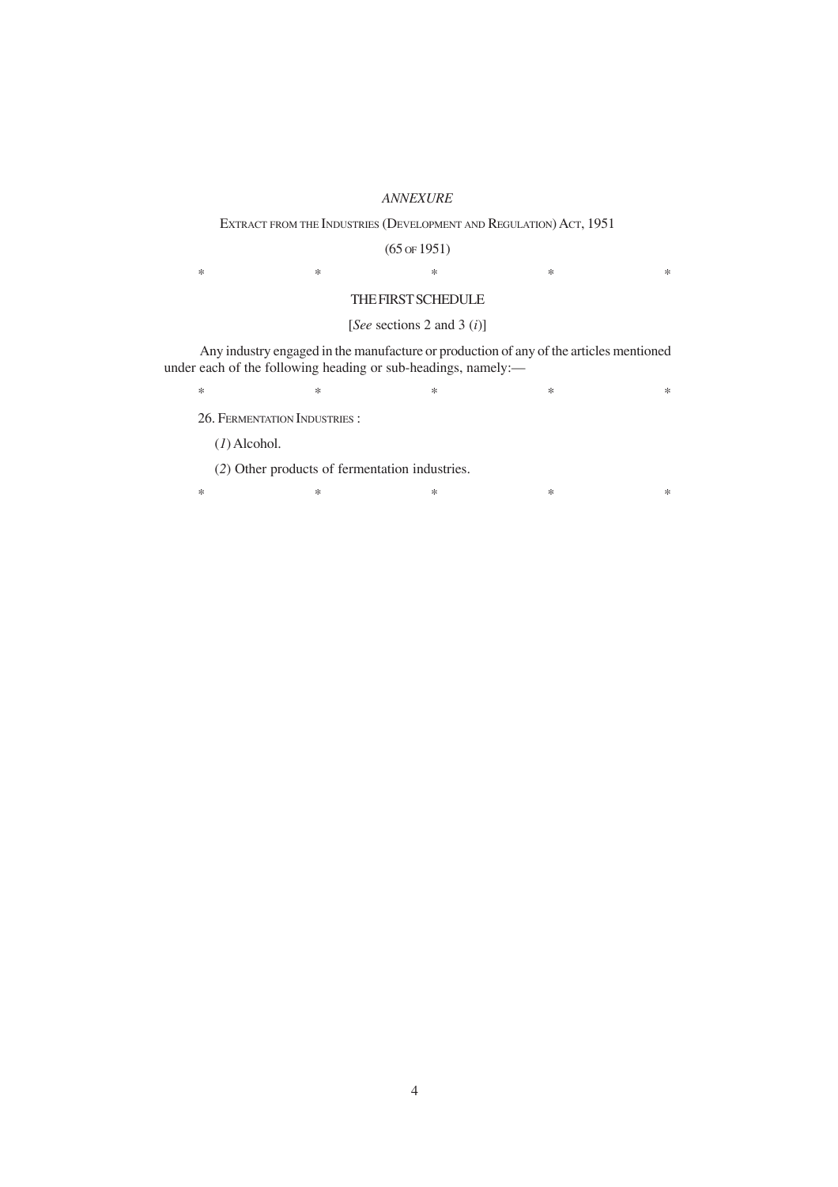*ANNEXURE*

EXTRACT FROM THE INDUSTRIES (DEVELOPMENT AND REGULATION) ACT, 1951

(65 OF 1951)

\* \* \* \* \*

THE FIRST SCHEDULE

[*See* sections 2 and 3 (*i*)]

Any industry engaged in the manufacture or production of any of the articles mentioned under each of the following heading or sub-headings, namely:—

\* \* \* \* \*

26. FERMENTATION INDUSTRIES :

(*1*) Alcohol.

(*2*) Other products of fermentation industries.

\* \* \* \* \*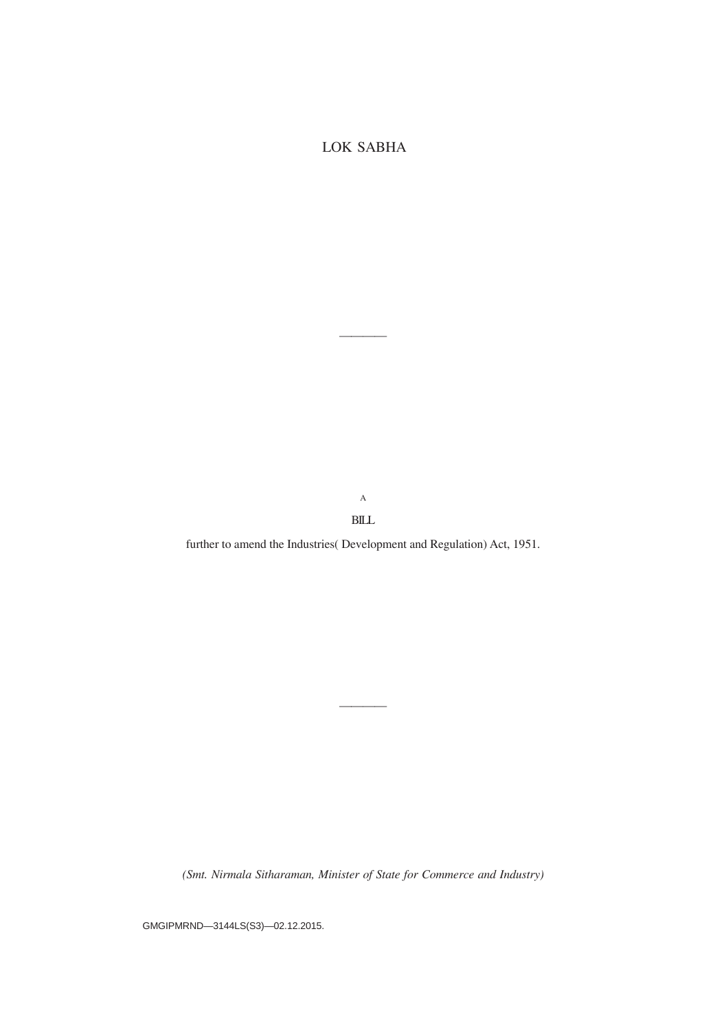LOK SABHA

————

A

BILL

further to amend the Industries( Development and Regulation) Act, 1951.

————

*(Smt. Nirmala Sitharaman, Minister of State for Commerce and Industry)*

GMGIPMRND—3144LS(S3)—02.12.2015.